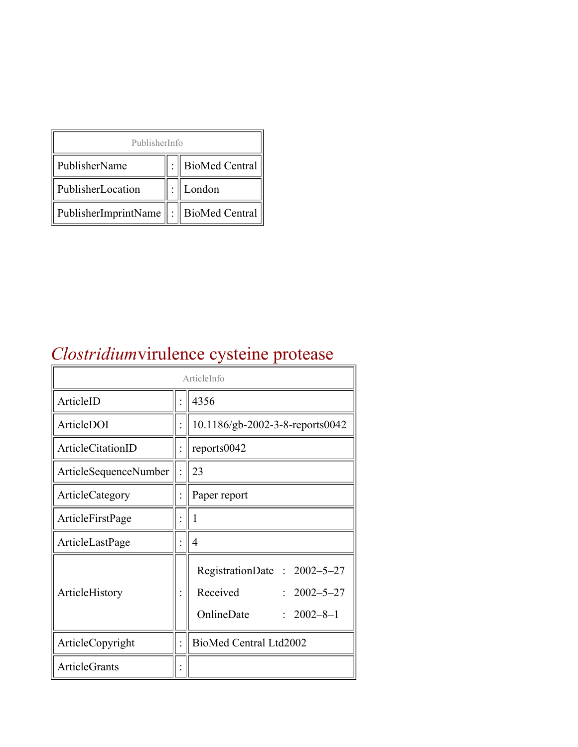| PublisherInfo | | |
|---|---|---|
| PublisherName | : | BioMed Central |
| PublisherLocation | : | London |
| PublisherImprintName | : | BioMed Central |

# *Clostridium* virulence cysteine protease

| ArticleInfo | | |
|---|---|---|
| ArticleID | : | 4356 |
| ArticleDOI | : | 10.1186/gb-2002-3-8-reports0042 |
| ArticleCitationID | : | reports0042 |
| ArticleSequenceNumber | : | 23 |
| ArticleCategory | : | Paper report |
| ArticleFirstPage | : | 1 |
| ArticleLastPage | : | 4 |
| ArticleHistory | : | RegistrationDate : 2002–5–27<br>Received : 2002–5–27<br>OnlineDate : 2002–8–1 |
| ArticleCopyright | : | BioMed Central Ltd2002 |
| ArticleGrants | : | |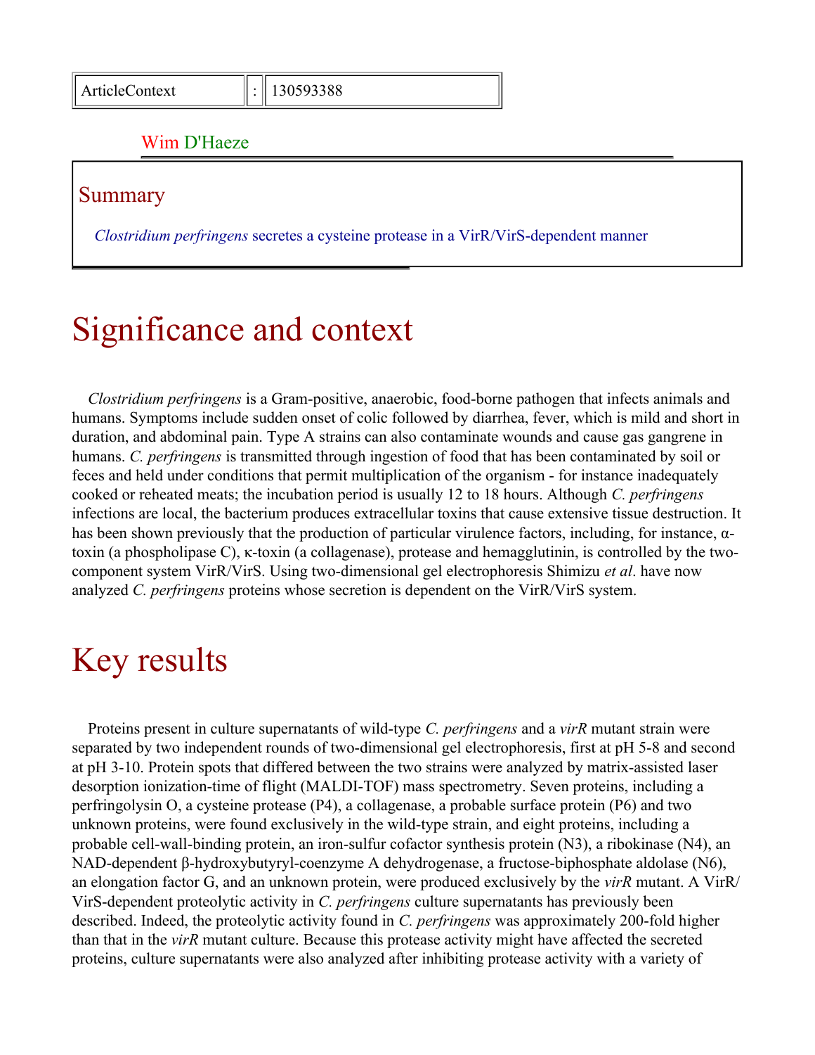| ArticleContext | : | 130593388 |
|---|---|---|

Wim D'Haeze

## Summary

*Clostridium perfringens* secretes a cysteine protease in a VirR/VirS-dependent manner

# Significance and context

*Clostridium perfringens* is a Gram-positive, anaerobic, food-borne pathogen that infects animals and humans. Symptoms include sudden onset of colic followed by diarrhea, fever, which is mild and short in duration, and abdominal pain. Type A strains can also contaminate wounds and cause gas gangrene in humans. *C. perfringens* is transmitted through ingestion of food that has been contaminated by soil or feces and held under conditions that permit multiplication of the organism - for instance inadequately cooked or reheated meats; the incubation period is usually 12 to 18 hours. Although *C. perfringens* infections are local, the bacterium produces extracellular toxins that cause extensive tissue destruction. It has been shown previously that the production of particular virulence factors, including, for instance, α-toxin (a phospholipase C), κ-toxin (a collagenase), protease and hemagglutinin, is controlled by the two-component system VirR/VirS. Using two-dimensional gel electrophoresis Shimizu *et al*. have now analyzed *C. perfringens* proteins whose secretion is dependent on the VirR/VirS system.

# Key results

Proteins present in culture supernatants of wild-type *C. perfringens* and a *virR* mutant strain were separated by two independent rounds of two-dimensional gel electrophoresis, first at pH 5-8 and second at pH 3-10. Protein spots that differed between the two strains were analyzed by matrix-assisted laser desorption ionization-time of flight (MALDI-TOF) mass spectrometry. Seven proteins, including a perfringolysin O, a cysteine protease (P4), a collagenase, a probable surface protein (P6) and two unknown proteins, were found exclusively in the wild-type strain, and eight proteins, including a probable cell-wall-binding protein, an iron-sulfur cofactor synthesis protein (N3), a ribokinase (N4), an NAD-dependent β-hydroxybutyryl-coenzyme A dehydrogenase, a fructose-biphosphate aldolase (N6), an elongation factor G, and an unknown protein, were produced exclusively by the *virR* mutant. A VirR/VirS-dependent proteolytic activity in *C. perfringens* culture supernatants has previously been described. Indeed, the proteolytic activity found in *C. perfringens* was approximately 200-fold higher than that in the *virR* mutant culture. Because this protease activity might have affected the secreted proteins, culture supernatants were also analyzed after inhibiting protease activity with a variety of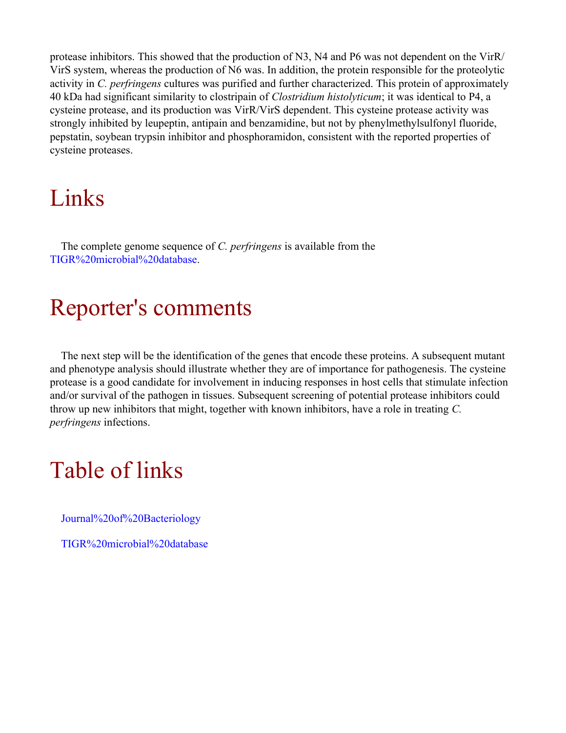protease inhibitors. This showed that the production of N3, N4 and P6 was not dependent on the VirR/VirS system, whereas the production of N6 was. In addition, the protein responsible for the proteolytic activity in *C. perfringens* cultures was purified and further characterized. This protein of approximately 40 kDa had significant similarity to clostripain of *Clostridium histolyticum*; it was identical to P4, a cysteine protease, and its production was VirR/VirS dependent. This cysteine protease activity was strongly inhibited by leupeptin, antipain and benzamidine, but not by phenylmethylsulfonyl fluoride, pepstatin, soybean trypsin inhibitor and phosphoramidon, consistent with the reported properties of cysteine proteases.

# Links

The complete genome sequence of *C. perfringens* is available from the TIGR%20microbial%20database.

# Reporter's comments

The next step will be the identification of the genes that encode these proteins. A subsequent mutant and phenotype analysis should illustrate whether they are of importance for pathogenesis. The cysteine protease is a good candidate for involvement in inducing responses in host cells that stimulate infection and/or survival of the pathogen in tissues. Subsequent screening of potential protease inhibitors could throw up new inhibitors that might, together with known inhibitors, have a role in treating *C. perfringens* infections.

# Table of links

Journal%20of%20Bacteriology

TIGR%20microbial%20database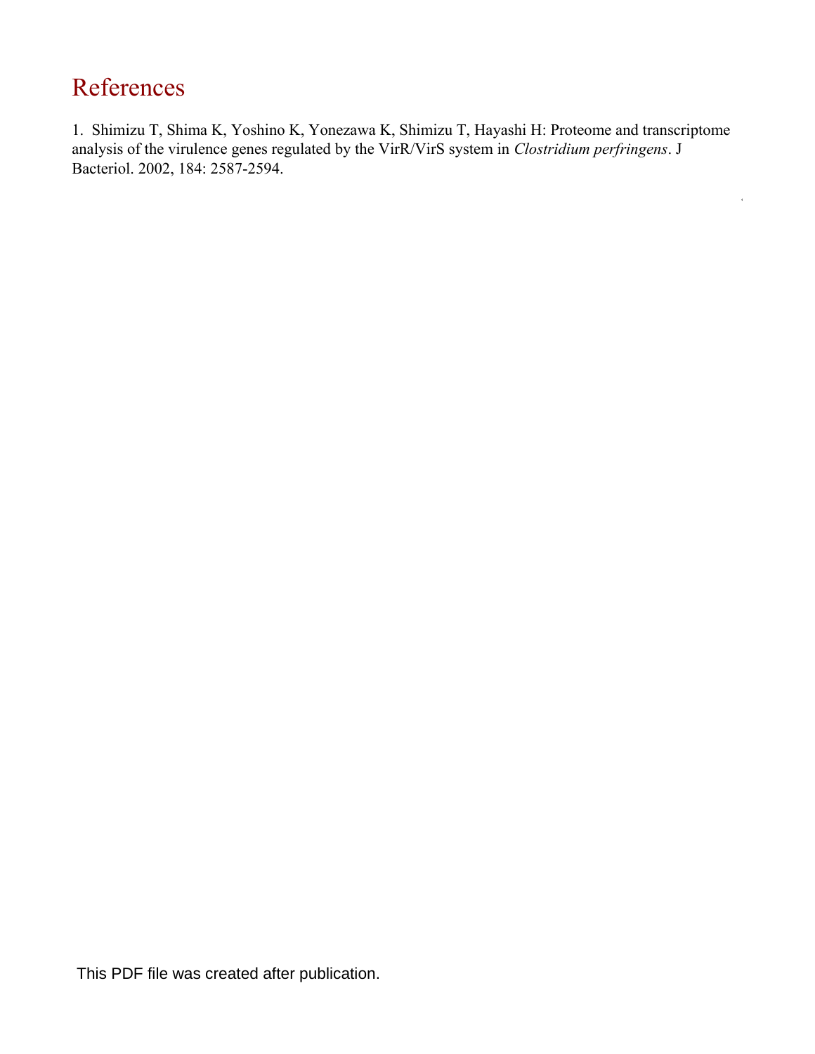# References

1. Shimizu T, Shima K, Yoshino K, Yonezawa K, Shimizu T, Hayashi H: Proteome and transcriptome analysis of the virulence genes regulated by the VirR/VirS system in *Clostridium perfringens*. J Bacteriol. 2002, 184: 2587-2594.

This PDF file was created after publication.